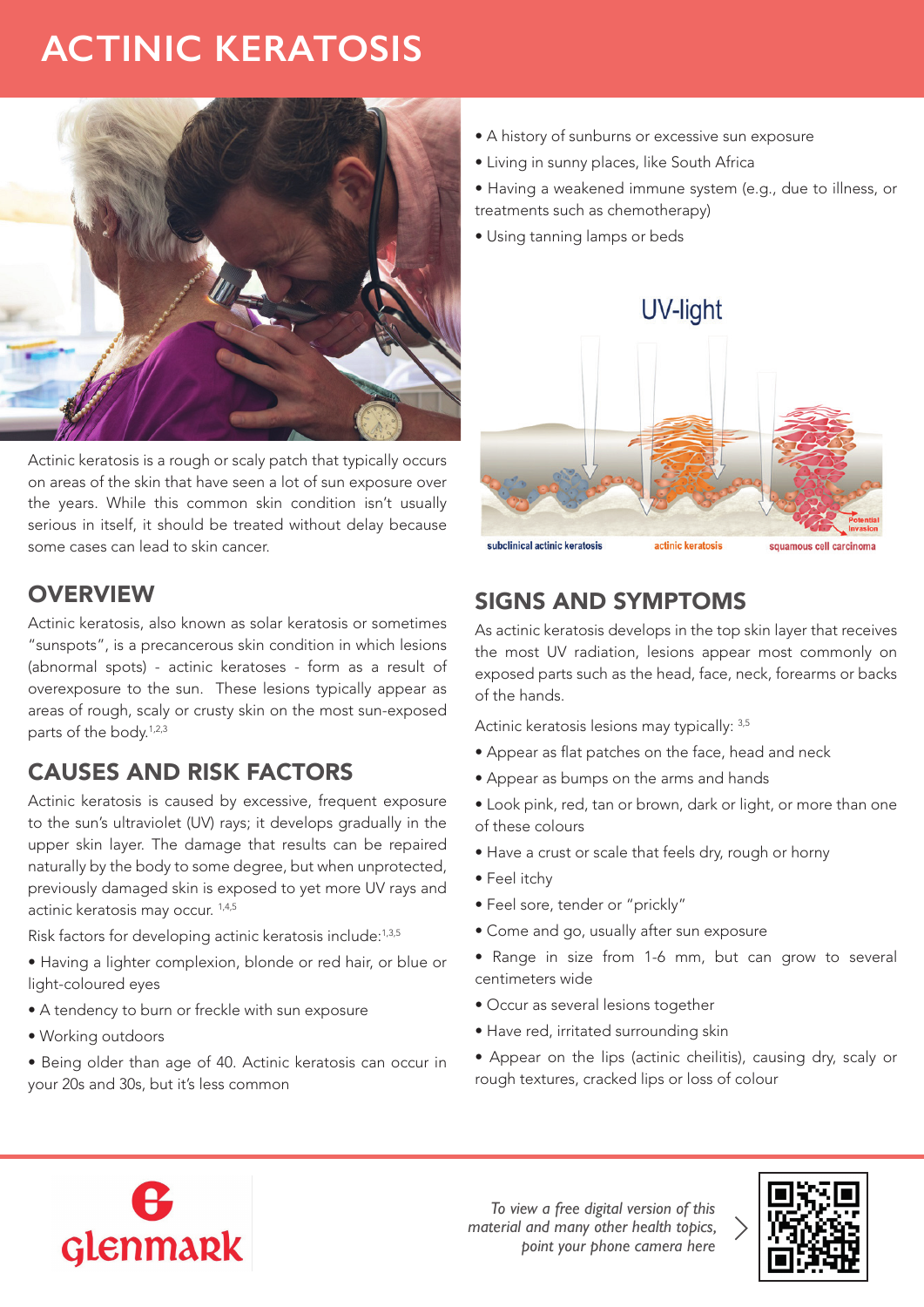# ACTINIC KERATOSIS

Actinic keratosis is a rough or scaly patch that typically occurs on areas of the skin that have seen a lot of sun exposure over the years. While this common skin condition isn't usually serious in itself, it should be treated without delay because some cases can lead to skin cancer.

## OVERVIEW

Actinic keratosis, also known as solar keratosis or sometimes "sunspots", is a precancerous skin condition in which lesions (abnormal spots) - actinic keratoses - form as a result of overexposure to the sun. These lesions typically appear as areas of rough, scaly or crusty skin on the most sun-exposed parts of the body.[1,2,3]

## CAUSES AND RISK FACTORS

Actinic keratosis is caused by excessive, frequent exposure to the sun's ultraviolet (UV) rays; it develops gradually in the upper skin layer. The damage that results can be repaired naturally by the body to some degree, but when unprotected, previously damaged skin is exposed to yet more UV rays and actinic keratosis may occur.[1,4,5]

Risk factors for developing actinic keratosis include:[1,3,5]

- Having a lighter complexion, blonde or red hair, or blue or light-coloured eyes
- A tendency to burn or freckle with sun exposure
- Working outdoors
- Being older than age of 40. Actinic keratosis can occur in your 20s and 30s, but it's less common
- A history of sunburns or excessive sun exposure
- Living in sunny places, like South Africa
- Having a weakened immune system (e.g., due to illness, or treatments such as chemotherapy)
- Using tanning lamps or beds

UV-light

subclinical actinic keratosis | actinic keratosis | squamous cell carcinoma | Potential invasion

## SIGNS AND SYMPTOMS

As actinic keratosis develops in the top skin layer that receives the most UV radiation, lesions appear most commonly on exposed parts such as the head, face, neck, forearms or backs of the hands.

Actinic keratosis lesions may typically:[3,5]

- Appear as flat patches on the face, head and neck
- Appear as bumps on the arms and hands
- Look pink, red, tan or brown, dark or light, or more than one of these colours
- Have a crust or scale that feels dry, rough or horny
- Feel itchy
- Feel sore, tender or "prickly"
- Come and go, usually after sun exposure
- Range in size from 1-6 mm, but can grow to several centimeters wide
- Occur as several lesions together
- Have red, irritated surrounding skin
- Appear on the lips (actinic cheilitis), causing dry, scaly or rough textures, cracked lips or loss of colour

Glenmark

*To view a free digital version of this material and many other health topics, point your phone camera here*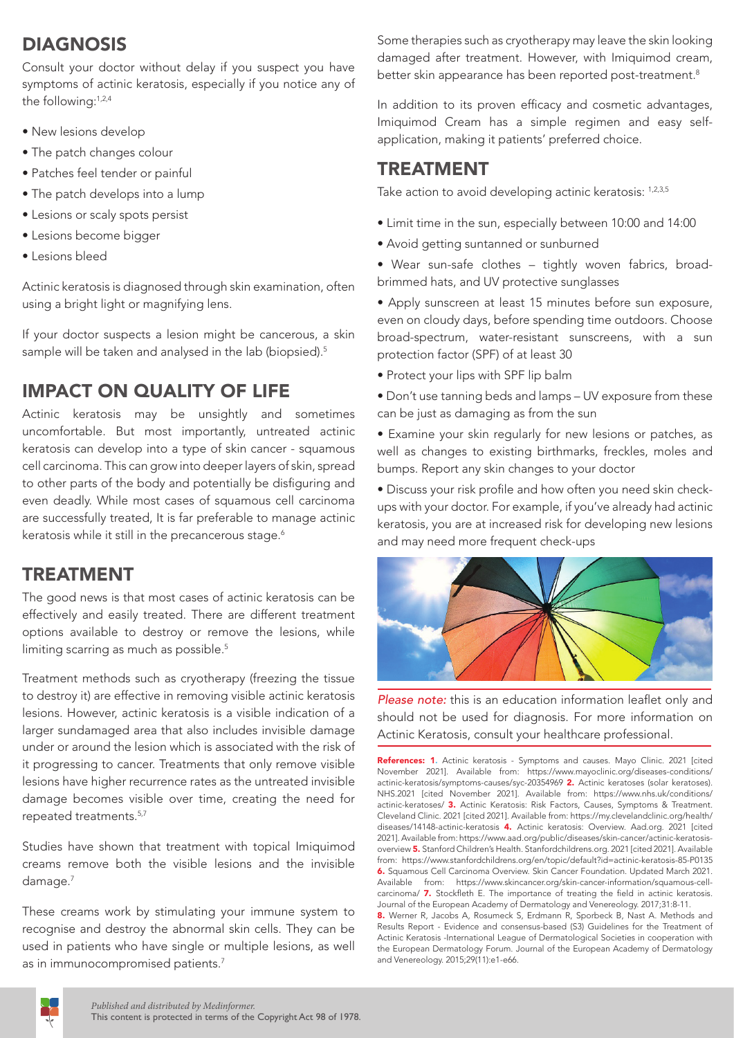## DIAGNOSIS

Consult your doctor without delay if you suspect you have symptoms of actinic keratosis, especially if you notice any of the following:[1,2,4]

- New lesions develop
- The patch changes colour
- Patches feel tender or painful
- The patch develops into a lump
- Lesions or scaly spots persist
- Lesions become bigger
- Lesions bleed

Actinic keratosis is diagnosed through skin examination, often using a bright light or magnifying lens.

If your doctor suspects a lesion might be cancerous, a skin sample will be taken and analysed in the lab (biopsied).[5]

## IMPACT ON QUALITY OF LIFE

Actinic keratosis may be unsightly and sometimes uncomfortable. But most importantly, untreated actinic keratosis can develop into a type of skin cancer - squamous cell carcinoma. This can grow into deeper layers of skin, spread to other parts of the body and potentially be disfiguring and even deadly. While most cases of squamous cell carcinoma are successfully treated, It is far preferable to manage actinic keratosis while it still in the precancerous stage.[6]

## TREATMENT

The good news is that most cases of actinic keratosis can be effectively and easily treated. There are different treatment options available to destroy or remove the lesions, while limiting scarring as much as possible.[5]

Treatment methods such as cryotherapy (freezing the tissue to destroy it) are effective in removing visible actinic keratosis lesions. However, actinic keratosis is a visible indication of a larger sundamaged area that also includes invisible damage under or around the lesion which is associated with the risk of it progressing to cancer. Treatments that only remove visible lesions have higher recurrence rates as the untreated invisible damage becomes visible over time, creating the need for repeated treatments.[5,7]

Studies have shown that treatment with topical Imiquimod creams remove both the visible lesions and the invisible damage.[7]

These creams work by stimulating your immune system to recognise and destroy the abnormal skin cells. They can be used in patients who have single or multiple lesions, as well as in immunocompromised patients.[7]

Some therapies such as cryotherapy may leave the skin looking damaged after treatment. However, with Imiquimod cream, better skin appearance has been reported post-treatment.[8]

In addition to its proven efficacy and cosmetic advantages, Imiquimod Cream has a simple regimen and easy self-application, making it patients' preferred choice.

## TREATMENT

Take action to avoid developing actinic keratosis: [1,2,3,5]

- Limit time in the sun, especially between 10:00 and 14:00
- Avoid getting suntanned or sunburned
- Wear sun-safe clothes – tightly woven fabrics, broad-brimmed hats, and UV protective sunglasses
- Apply sunscreen at least 15 minutes before sun exposure, even on cloudy days, before spending time outdoors. Choose broad-spectrum, water-resistant sunscreens, with a sun protection factor (SPF) of at least 30
- Protect your lips with SPF lip balm
- Don't use tanning beds and lamps – UV exposure from these can be just as damaging as from the sun
- Examine your skin regularly for new lesions or patches, as well as changes to existing birthmarks, freckles, moles and bumps. Report any skin changes to your doctor
- Discuss your risk profile and how often you need skin check-ups with your doctor. For example, if you've already had actinic keratosis, you are at increased risk for developing new lesions and may need more frequent check-ups

*Please note:* this is an education information leaflet only and should not be used for diagnosis. For more information on Actinic Keratosis, consult your healthcare professional.

**References: 1.** Actinic keratosis - Symptoms and causes. Mayo Clinic. 2021 [cited November 2021]. Available from: https://www.mayoclinic.org/diseases-conditions/actinic-keratosis/symptoms-causes/syc-20354969 **2.** Actinic keratoses (solar keratoses). NHS.2021 [cited November 2021]. Available from: https://www.nhs.uk/conditions/actinic-keratoses/ **3.** Actinic Keratosis: Risk Factors, Causes, Symptoms & Treatment. Cleveland Clinic. 2021 [cited 2021]. Available from: https://my.clevelandclinic.org/health/diseases/14148-actinic-keratosis **4.** Actinic keratosis: Overview. Aad.org. 2021 [cited 2021]. Available from: https://www.aad.org/public/diseases/skin-cancer/actinic-keratosis-overview **5.** Stanford Children's Health. Stanfordchildrens.org. 2021 [cited 2021]. Available from: https://www.stanfordchildrens.org/en/topic/default?id=actinic-keratosis-85-P0135 **6.** Squamous Cell Carcinoma Overview. Skin Cancer Foundation. Updated March 2021. Available from: https://www.skincancer.org/skin-cancer-information/squamous-cell-carcinoma/ **7.** Stockfleth E. The importance of treating the field in actinic keratosis. Journal of the European Academy of Dermatology and Venereology. 2017;31:8-11. **8.** Werner R, Jacobs A, Rosumeck S, Erdmann R, Sporbeck B, Nast A. Methods and Results Report - Evidence and consensus-based (S3) Guidelines for the Treatment of Actinic Keratosis -International League of Dermatological Societies in cooperation with the European Dermatology Forum. Journal of the European Academy of Dermatology and Venereology. 2015;29(11):e1-e66.

*Published and distributed by Medinformer.*
This content is protected in terms of the Copyright Act 98 of 1978.